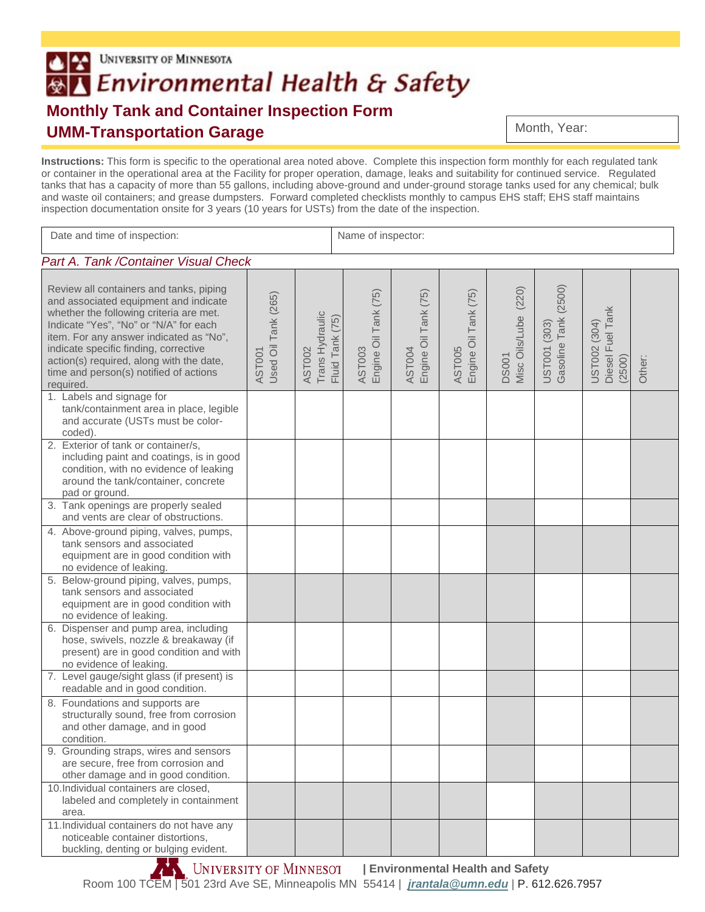UNIVERSITY OF MINNESOTA

# Environmental Health & Safety

## Monthly Tank and Container Inspection Form
## UMM-Transportation Garage

Month, Year:

**Instructions:** This form is specific to the operational area noted above. Complete this inspection form monthly for each regulated tank or container in the operational area at the Facility for proper operation, damage, leaks and suitability for continued service. Regulated tanks that has a capacity of more than 55 gallons, including above-ground and under-ground storage tanks used for any chemical; bulk and waste oil containers; and grease dumpsters. Forward completed checklists monthly to campus EHS staff; EHS staff maintains inspection documentation onsite for 3 years (10 years for USTs) from the date of the inspection.

| Date and time of inspection: | Name of inspector: |
|---|---|

*Part A. Tank /Container Visual Check*

| Review all containers and tanks, piping and associated equipment and indicate whether the following criteria are met. Indicate "Yes", "No" or "N/A" for each item. For any answer indicated as "No", indicate specific finding, corrective action(s) required, along with the date, time and person(s) notified of actions required. | AST001 Used Oil Tank (265) | AST002 Trans Hydraulic Fluid Tank (75) | AST003 Engine Oil Tank (75) | AST004 Engine Oil Tank (75) | AST005 Engine Oil Tank (75) | DS001 Misc Oils/Lube (220) | UST001 (303) Gasoline Tank (2500) | UST002 (304) Diesel Fuel Tank (2500) | Other: |
|---|---|---|---|---|---|---|---|---|---|
| 1. Labels and signage for tank/containment area in place, legible and accurate (USTs must be color-coded). | | | | | | | | | |
| 2. Exterior of tank or container/s, including paint and coatings, is in good condition, with no evidence of leaking around the tank/container, concrete pad or ground. | | | | | | | | | |
| 3. Tank openings are properly sealed and vents are clear of obstructions. | | | | | | | | | |
| 4. Above-ground piping, valves, pumps, tank sensors and associated equipment are in good condition with no evidence of leaking. | | | | | | | | | |
| 5. Below-ground piping, valves, pumps, tank sensors and associated equipment are in good condition with no evidence of leaking. | | | | | | | | | |
| 6. Dispenser and pump area, including hose, swivels, nozzle & breakaway (if present) are in good condition and with no evidence of leaking. | | | | | | | | | |
| 7. Level gauge/sight glass (if present) is readable and in good condition. | | | | | | | | | |
| 8. Foundations and supports are structurally sound, free from corrosion and other damage, and in good condition. | | | | | | | | | |
| 9. Grounding straps, wires and sensors are secure, free from corrosion and other damage and in good condition. | | | | | | | | | |
| 10. Individual containers are closed, labeled and completely in containment area. | | | | | | | | | |
| 11. Individual containers do not have any noticeable container distortions, buckling, denting or bulging evident. | | | | | | | | | |

UNIVERSITY OF MINNESOTA | Environmental Health and Safety
Room 100 TCEM | 501 23rd Ave SE, Minneapolis MN 55414 | jrantala@umn.edu | P. 612.626.7957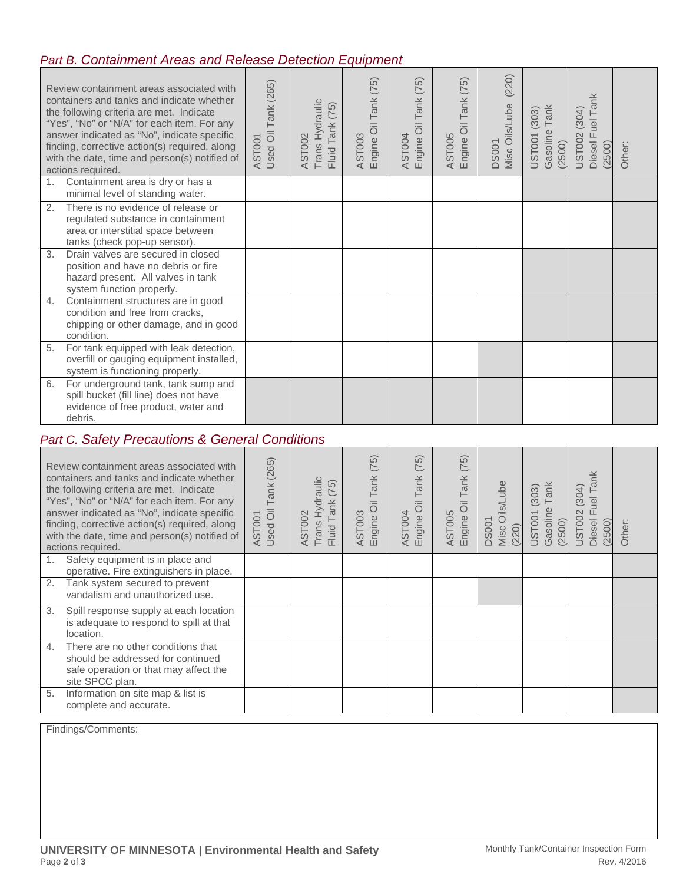## *Part B. Containment Areas and Release Detection Equipment*

| Review containment areas associated with containers and tanks and indicate whether the following criteria are met. Indicate "Yes", "No" or "N/A" for each item. For any answer indicated as "No", indicate specific finding, corrective action(s) required, along with the date, time and person(s) notified of actions required. | AST001 Used Oil Tank (265) | AST002 Trans Hydraulic Fluid Tank (75) | AST003 Engine Oil Tank (75) | AST004 Engine Oil Tank (75) | AST005 Engine Oil Tank (75) | DS001 Misc Oils/Lube (220) | UST001 (303) Gasoline Tank (2500) | UST002 (304) Diesel Fuel Tank (2500) | Other: |
|---|---|---|---|---|---|---|---|---|---|
| 1. Containment area is dry or has a minimal level of standing water. | | | | | | | | | |
| 2. There is no evidence of release or regulated substance in containment area or interstitial space between tanks (check pop-up sensor). | | | | | | | | | |
| 3. Drain valves are secured in closed position and have no debris or fire hazard present. All valves in tank system function properly. | | | | | | | | | |
| 4. Containment structures are in good condition and free from cracks, chipping or other damage, and in good condition. | | | | | | | | | |
| 5. For tank equipped with leak detection, overfill or gauging equipment installed, system is functioning properly. | | | | | | | | | |
| 6. For underground tank, tank sump and spill bucket (fill line) does not have evidence of free product, water and debris. | | | | | | | | | |

## *Part C. Safety Precautions & General Conditions*

| Review containment areas associated with containers and tanks and indicate whether the following criteria are met. Indicate "Yes", "No" or "N/A" for each item. For any answer indicated as "No", indicate specific finding, corrective action(s) required, along with the date, time and person(s) notified of actions required. | AST001 Used Oil Tank (265) | AST002 Trans Hydraulic Fluid Tank (75) | AST003 Engine Oil Tank (75) | AST004 Engine Oil Tank (75) | AST005 Engine Oil Tank (75) | DS001 Misc Oils/Lube (220) | UST001 (303) Gasoline Tank (2500) | UST002 (304) Diesel Fuel Tank (2500) | Other: |
|---|---|---|---|---|---|---|---|---|---|
| 1. Safety equipment is in place and operative. Fire extinguishers in place. | | | | | | | | | |
| 2. Tank system secured to prevent vandalism and unauthorized use. | | | | | | | | | |
| 3. Spill response supply at each location is adequate to respond to spill at that location. | | | | | | | | | |
| 4. There are no other conditions that should be addressed for continued safe operation or that may affect the site SPCC plan. | | | | | | | | | |
| 5. Information on site map & list is complete and accurate. | | | | | | | | | |

Findings/Comments: